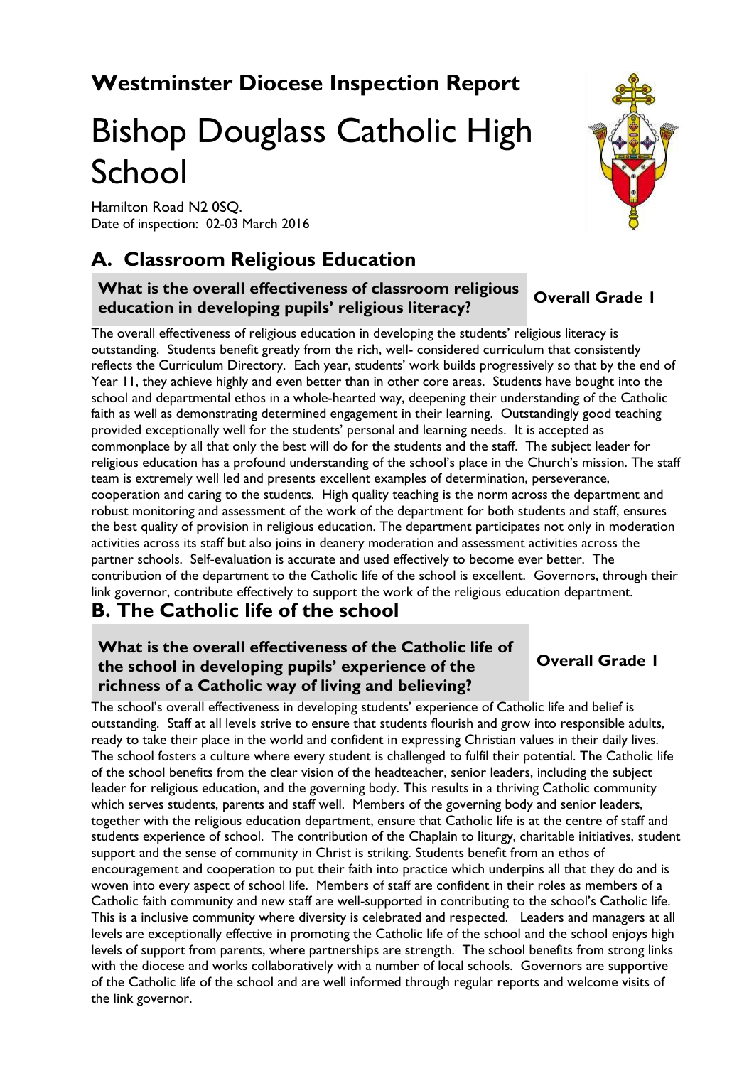# Westminster Diocese Inspection Report

# Bishop Douglass Catholic High School

Hamilton Road N2 0SQ.
Date of inspection: 02-03 March 2016

## A. Classroom Religious Education

**What is the overall effectiveness of classroom religious education in developing pupils' religious literacy?** **Overall Grade 1**

The overall effectiveness of religious education in developing the students' religious literacy is outstanding. Students benefit greatly from the rich, well- considered curriculum that consistently reflects the Curriculum Directory. Each year, students' work builds progressively so that by the end of Year 11, they achieve highly and even better than in other core areas. Students have bought into the school and departmental ethos in a whole-hearted way, deepening their understanding of the Catholic faith as well as demonstrating determined engagement in their learning. Outstandingly good teaching provided exceptionally well for the students' personal and learning needs. It is accepted as commonplace by all that only the best will do for the students and the staff. The subject leader for religious education has a profound understanding of the school's place in the Church's mission. The staff team is extremely well led and presents excellent examples of determination, perseverance, cooperation and caring to the students. High quality teaching is the norm across the department and robust monitoring and assessment of the work of the department for both students and staff, ensures the best quality of provision in religious education. The department participates not only in moderation activities across its staff but also joins in deanery moderation and assessment activities across the partner schools. Self-evaluation is accurate and used effectively to become ever better. The contribution of the department to the Catholic life of the school is excellent. Governors, through their link governor, contribute effectively to support the work of the religious education department.

## B. The Catholic life of the school

**What is the overall effectiveness of the Catholic life of the school in developing pupils' experience of the richness of a Catholic way of living and believing?** **Overall Grade 1**

The school's overall effectiveness in developing students' experience of Catholic life and belief is outstanding. Staff at all levels strive to ensure that students flourish and grow into responsible adults, ready to take their place in the world and confident in expressing Christian values in their daily lives. The school fosters a culture where every student is challenged to fulfil their potential. The Catholic life of the school benefits from the clear vision of the headteacher, senior leaders, including the subject leader for religious education, and the governing body. This results in a thriving Catholic community which serves students, parents and staff well. Members of the governing body and senior leaders, together with the religious education department, ensure that Catholic life is at the centre of staff and students experience of school. The contribution of the Chaplain to liturgy, charitable initiatives, student support and the sense of community in Christ is striking. Students benefit from an ethos of encouragement and cooperation to put their faith into practice which underpins all that they do and is woven into every aspect of school life. Members of staff are confident in their roles as members of a Catholic faith community and new staff are well-supported in contributing to the school's Catholic life. This is a inclusive community where diversity is celebrated and respected. Leaders and managers at all levels are exceptionally effective in promoting the Catholic life of the school and the school enjoys high levels of support from parents, where partnerships are strength. The school benefits from strong links with the diocese and works collaboratively with a number of local schools. Governors are supportive of the Catholic life of the school and are well informed through regular reports and welcome visits of the link governor.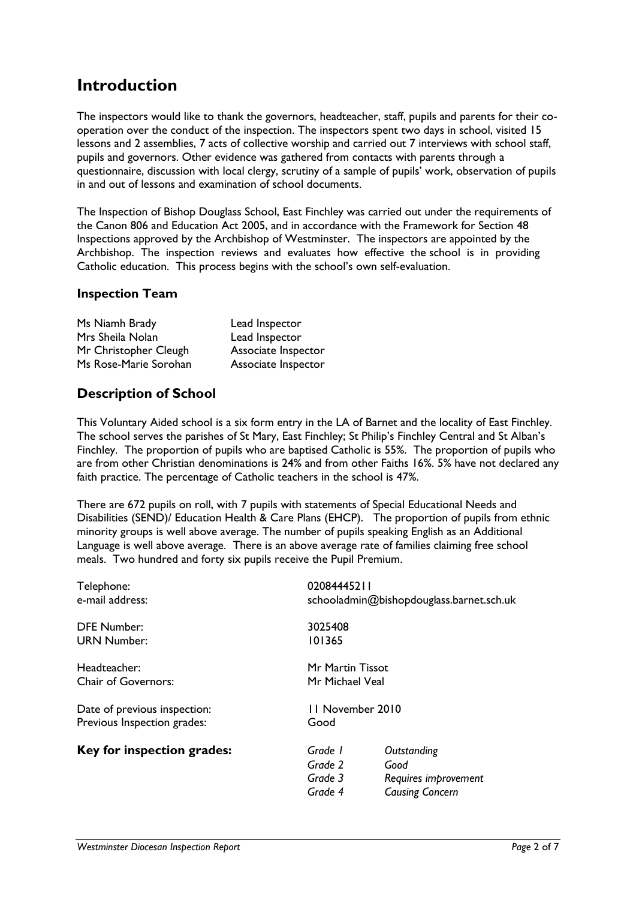## Introduction

The inspectors would like to thank the governors, headteacher, staff, pupils and parents for their co-operation over the conduct of the inspection. The inspectors spent two days in school, visited 15 lessons and 2 assemblies, 7 acts of collective worship and carried out 7 interviews with school staff, pupils and governors. Other evidence was gathered from contacts with parents through a questionnaire, discussion with local clergy, scrutiny of a sample of pupils' work, observation of pupils in and out of lessons and examination of school documents.

The Inspection of Bishop Douglass School, East Finchley was carried out under the requirements of the Canon 806 and Education Act 2005, and in accordance with the Framework for Section 48 Inspections approved by the Archbishop of Westminster. The inspectors are appointed by the Archbishop. The inspection reviews and evaluates how effective the school is in providing Catholic education. This process begins with the school's own self-evaluation.

### Inspection Team

| | |
|---|---|
| Ms Niamh Brady | Lead Inspector |
| Mrs Sheila Nolan | Lead Inspector |
| Mr Christopher Cleugh | Associate Inspector |
| Ms Rose-Marie Sorohan | Associate Inspector |

## Description of School

This Voluntary Aided school is a six form entry in the LA of Barnet and the locality of East Finchley. The school serves the parishes of St Mary, East Finchley; St Philip's Finchley Central and St Alban's Finchley. The proportion of pupils who are baptised Catholic is 55%. The proportion of pupils who are from other Christian denominations is 24% and from other Faiths 16%. 5% have not declared any faith practice. The percentage of Catholic teachers in the school is 47%.

There are 672 pupils on roll, with 7 pupils with statements of Special Educational Needs and Disabilities (SEND)/ Education Health & Care Plans (EHCP). The proportion of pupils from ethnic minority groups is well above average. The number of pupils speaking English as an Additional Language is well above average. There is an above average rate of families claiming free school meals. Two hundred and forty six pupils receive the Pupil Premium.

| | |
|---|---|
| Telephone: | 02084445211 |
| e-mail address: | schooladmin@bishopdouglass.barnet.sch.uk |
| DFE Number: | 3025408 |
| URN Number: | 101365 |
| Headteacher: | Mr Martin Tissot |
| Chair of Governors: | Mr Michael Veal |
| Date of previous inspection: | 11 November 2010 |
| Previous Inspection grades: | Good |

**Key for inspection grades:**

| | |
|---|---|
| *Grade 1* | *Outstanding* |
| *Grade 2* | *Good* |
| *Grade 3* | *Requires improvement* |
| *Grade 4* | *Causing Concern* |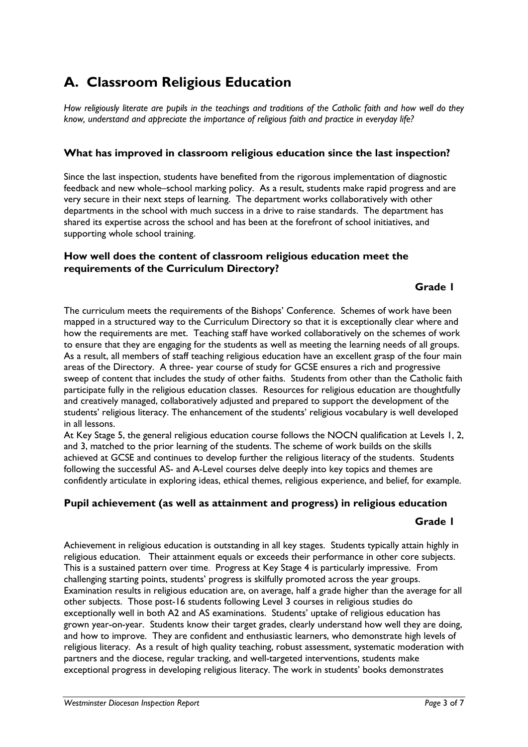# A. Classroom Religious Education

*How religiously literate are pupils in the teachings and traditions of the Catholic faith and how well do they know, understand and appreciate the importance of religious faith and practice in everyday life?*

### What has improved in classroom religious education since the last inspection?

Since the last inspection, students have benefited from the rigorous implementation of diagnostic feedback and new whole–school marking policy. As a result, students make rapid progress and are very secure in their next steps of learning. The department works collaboratively with other departments in the school with much success in a drive to raise standards. The department has shared its expertise across the school and has been at the forefront of school initiatives, and supporting whole school training.

### How well does the content of classroom religious education meet the requirements of the Curriculum Directory?

**Grade 1**

The curriculum meets the requirements of the Bishops' Conference. Schemes of work have been mapped in a structured way to the Curriculum Directory so that it is exceptionally clear where and how the requirements are met. Teaching staff have worked collaboratively on the schemes of work to ensure that they are engaging for the students as well as meeting the learning needs of all groups. As a result, all members of staff teaching religious education have an excellent grasp of the four main areas of the Directory. A three- year course of study for GCSE ensures a rich and progressive sweep of content that includes the study of other faiths. Students from other than the Catholic faith participate fully in the religious education classes. Resources for religious education are thoughtfully and creatively managed, collaboratively adjusted and prepared to support the development of the students' religious literacy. The enhancement of the students' religious vocabulary is well developed in all lessons.

At Key Stage 5, the general religious education course follows the NOCN qualification at Levels 1, 2, and 3, matched to the prior learning of the students. The scheme of work builds on the skills achieved at GCSE and continues to develop further the religious literacy of the students. Students following the successful AS- and A-Level courses delve deeply into key topics and themes are confidently articulate in exploring ideas, ethical themes, religious experience, and belief, for example.

### Pupil achievement (as well as attainment and progress) in religious education

**Grade 1**

Achievement in religious education is outstanding in all key stages. Students typically attain highly in religious education. Their attainment equals or exceeds their performance in other core subjects. This is a sustained pattern over time. Progress at Key Stage 4 is particularly impressive. From challenging starting points, students' progress is skilfully promoted across the year groups. Examination results in religious education are, on average, half a grade higher than the average for all other subjects. Those post-16 students following Level 3 courses in religious studies do exceptionally well in both A2 and AS examinations. Students' uptake of religious education has grown year-on-year. Students know their target grades, clearly understand how well they are doing, and how to improve. They are confident and enthusiastic learners, who demonstrate high levels of religious literacy. As a result of high quality teaching, robust assessment, systematic moderation with partners and the diocese, regular tracking, and well-targeted interventions, students make exceptional progress in developing religious literacy. The work in students' books demonstrates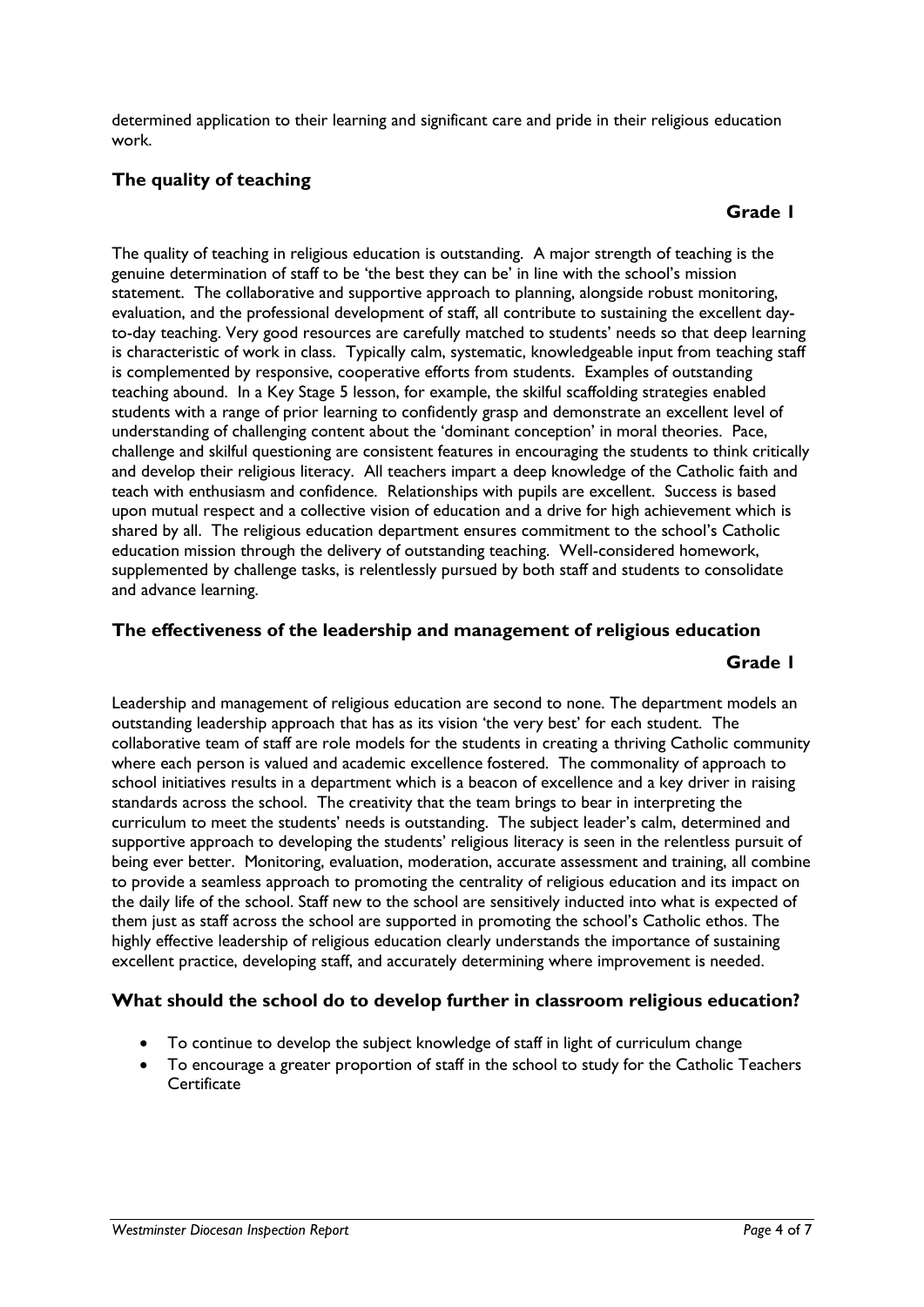determined application to their learning and significant care and pride in their religious education work.

## The quality of teaching

**Grade 1**

The quality of teaching in religious education is outstanding. A major strength of teaching is the genuine determination of staff to be 'the best they can be' in line with the school's mission statement. The collaborative and supportive approach to planning, alongside robust monitoring, evaluation, and the professional development of staff, all contribute to sustaining the excellent day-to-day teaching. Very good resources are carefully matched to students' needs so that deep learning is characteristic of work in class. Typically calm, systematic, knowledgeable input from teaching staff is complemented by responsive, cooperative efforts from students. Examples of outstanding teaching abound. In a Key Stage 5 lesson, for example, the skilful scaffolding strategies enabled students with a range of prior learning to confidently grasp and demonstrate an excellent level of understanding of challenging content about the 'dominant conception' in moral theories. Pace, challenge and skilful questioning are consistent features in encouraging the students to think critically and develop their religious literacy. All teachers impart a deep knowledge of the Catholic faith and teach with enthusiasm and confidence. Relationships with pupils are excellent. Success is based upon mutual respect and a collective vision of education and a drive for high achievement which is shared by all. The religious education department ensures commitment to the school's Catholic education mission through the delivery of outstanding teaching. Well-considered homework, supplemented by challenge tasks, is relentlessly pursued by both staff and students to consolidate and advance learning.

## The effectiveness of the leadership and management of religious education

**Grade 1**

Leadership and management of religious education are second to none. The department models an outstanding leadership approach that has as its vision 'the very best' for each student. The collaborative team of staff are role models for the students in creating a thriving Catholic community where each person is valued and academic excellence fostered. The commonality of approach to school initiatives results in a department which is a beacon of excellence and a key driver in raising standards across the school. The creativity that the team brings to bear in interpreting the curriculum to meet the students' needs is outstanding. The subject leader's calm, determined and supportive approach to developing the students' religious literacy is seen in the relentless pursuit of being ever better. Monitoring, evaluation, moderation, accurate assessment and training, all combine to provide a seamless approach to promoting the centrality of religious education and its impact on the daily life of the school. Staff new to the school are sensitively inducted into what is expected of them just as staff across the school are supported in promoting the school's Catholic ethos. The highly effective leadership of religious education clearly understands the importance of sustaining excellent practice, developing staff, and accurately determining where improvement is needed.

## What should the school do to develop further in classroom religious education?

- To continue to develop the subject knowledge of staff in light of curriculum change
- To encourage a greater proportion of staff in the school to study for the Catholic Teachers Certificate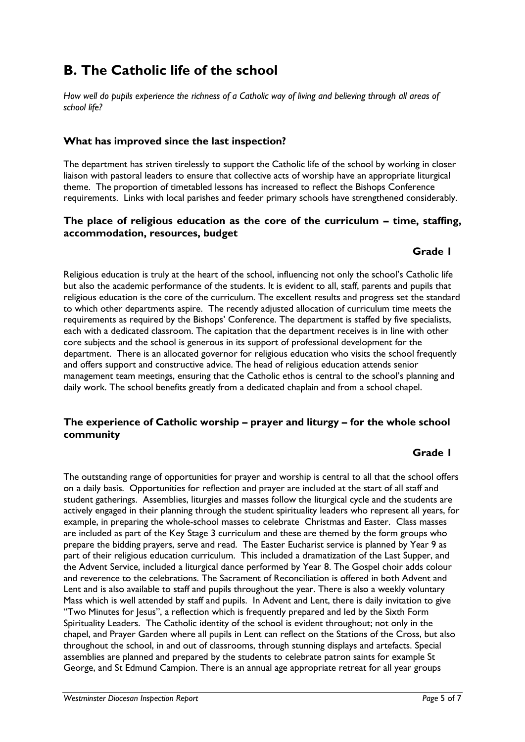# B. The Catholic life of the school

*How well do pupils experience the richness of a Catholic way of living and believing through all areas of school life?*

### What has improved since the last inspection?

The department has striven tirelessly to support the Catholic life of the school by working in closer liaison with pastoral leaders to ensure that collective acts of worship have an appropriate liturgical theme. The proportion of timetabled lessons has increased to reflect the Bishops Conference requirements. Links with local parishes and feeder primary schools have strengthened considerably.

### The place of religious education as the core of the curriculum – time, staffing, accommodation, resources, budget

**Grade 1**

Religious education is truly at the heart of the school, influencing not only the school's Catholic life but also the academic performance of the students. It is evident to all, staff, parents and pupils that religious education is the core of the curriculum. The excellent results and progress set the standard to which other departments aspire. The recently adjusted allocation of curriculum time meets the requirements as required by the Bishops' Conference. The department is staffed by five specialists, each with a dedicated classroom. The capitation that the department receives is in line with other core subjects and the school is generous in its support of professional development for the department. There is an allocated governor for religious education who visits the school frequently and offers support and constructive advice. The head of religious education attends senior management team meetings, ensuring that the Catholic ethos is central to the school's planning and daily work. The school benefits greatly from a dedicated chaplain and from a school chapel.

### The experience of Catholic worship – prayer and liturgy – for the whole school community

**Grade 1**

The outstanding range of opportunities for prayer and worship is central to all that the school offers on a daily basis. Opportunities for reflection and prayer are included at the start of all staff and student gatherings. Assemblies, liturgies and masses follow the liturgical cycle and the students are actively engaged in their planning through the student spirituality leaders who represent all years, for example, in preparing the whole-school masses to celebrate Christmas and Easter. Class masses are included as part of the Key Stage 3 curriculum and these are themed by the form groups who prepare the bidding prayers, serve and read. The Easter Eucharist service is planned by Year 9 as part of their religious education curriculum. This included a dramatization of the Last Supper, and the Advent Service, included a liturgical dance performed by Year 8. The Gospel choir adds colour and reverence to the celebrations. The Sacrament of Reconciliation is offered in both Advent and Lent and is also available to staff and pupils throughout the year. There is also a weekly voluntary Mass which is well attended by staff and pupils. In Advent and Lent, there is daily invitation to give "Two Minutes for Jesus", a reflection which is frequently prepared and led by the Sixth Form Spirituality Leaders. The Catholic identity of the school is evident throughout; not only in the chapel, and Prayer Garden where all pupils in Lent can reflect on the Stations of the Cross, but also throughout the school, in and out of classrooms, through stunning displays and artefacts. Special assemblies are planned and prepared by the students to celebrate patron saints for example St George, and St Edmund Campion. There is an annual age appropriate retreat for all year groups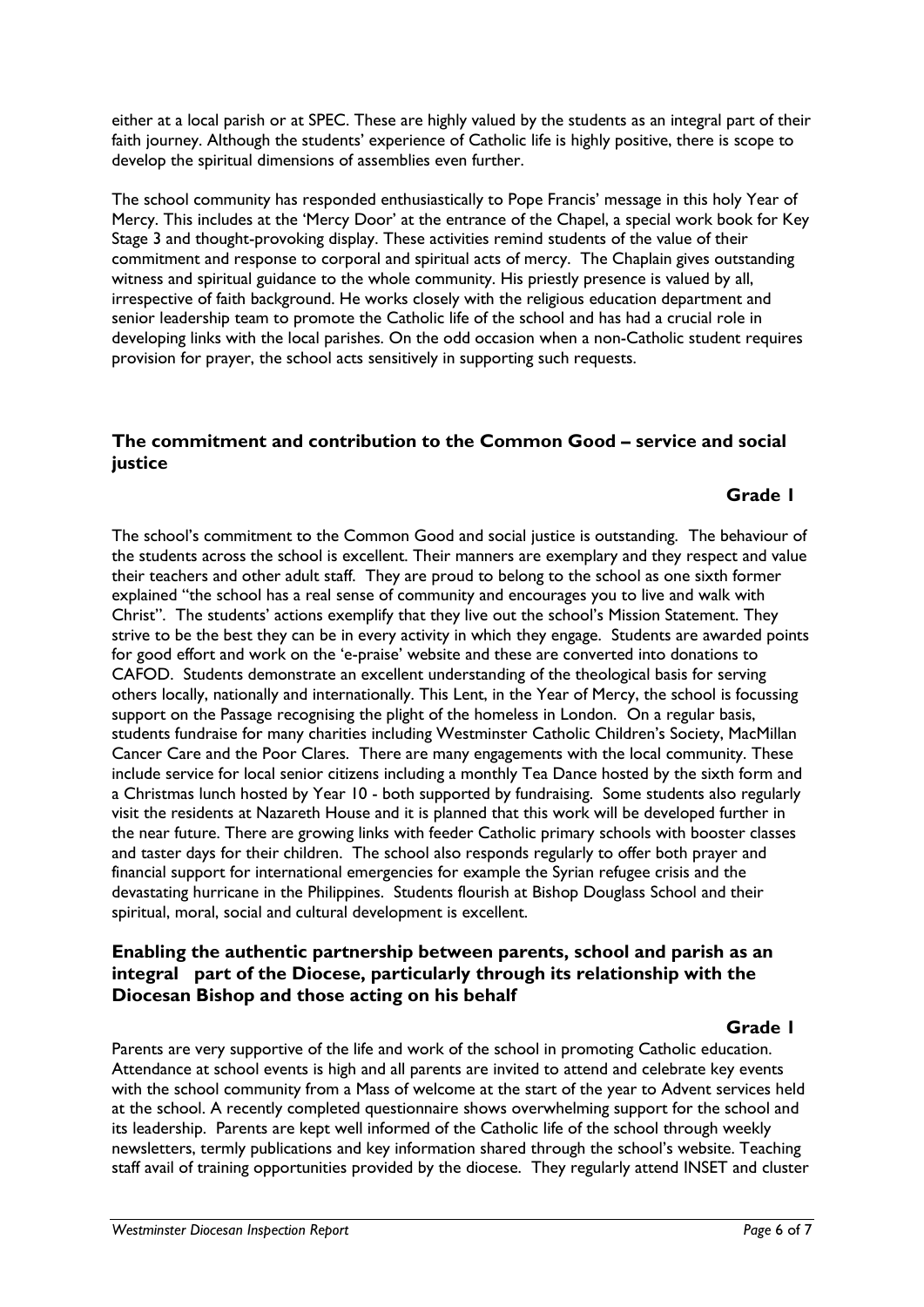either at a local parish or at SPEC. These are highly valued by the students as an integral part of their faith journey. Although the students' experience of Catholic life is highly positive, there is scope to develop the spiritual dimensions of assemblies even further.

The school community has responded enthusiastically to Pope Francis' message in this holy Year of Mercy. This includes at the 'Mercy Door' at the entrance of the Chapel, a special work book for Key Stage 3 and thought-provoking display. These activities remind students of the value of their commitment and response to corporal and spiritual acts of mercy. The Chaplain gives outstanding witness and spiritual guidance to the whole community. His priestly presence is valued by all, irrespective of faith background. He works closely with the religious education department and senior leadership team to promote the Catholic life of the school and has had a crucial role in developing links with the local parishes. On the odd occasion when a non-Catholic student requires provision for prayer, the school acts sensitively in supporting such requests.

## The commitment and contribution to the Common Good – service and social justice

**Grade 1**

The school's commitment to the Common Good and social justice is outstanding. The behaviour of the students across the school is excellent. Their manners are exemplary and they respect and value their teachers and other adult staff. They are proud to belong to the school as one sixth former explained "the school has a real sense of community and encourages you to live and walk with Christ". The students' actions exemplify that they live out the school's Mission Statement. They strive to be the best they can be in every activity in which they engage. Students are awarded points for good effort and work on the 'e-praise' website and these are converted into donations to CAFOD. Students demonstrate an excellent understanding of the theological basis for serving others locally, nationally and internationally. This Lent, in the Year of Mercy, the school is focussing support on the Passage recognising the plight of the homeless in London. On a regular basis, students fundraise for many charities including Westminster Catholic Children's Society, MacMillan Cancer Care and the Poor Clares. There are many engagements with the local community. These include service for local senior citizens including a monthly Tea Dance hosted by the sixth form and a Christmas lunch hosted by Year 10 - both supported by fundraising. Some students also regularly visit the residents at Nazareth House and it is planned that this work will be developed further in the near future. There are growing links with feeder Catholic primary schools with booster classes and taster days for their children. The school also responds regularly to offer both prayer and financial support for international emergencies for example the Syrian refugee crisis and the devastating hurricane in the Philippines. Students flourish at Bishop Douglass School and their spiritual, moral, social and cultural development is excellent.

## Enabling the authentic partnership between parents, school and parish as an integral part of the Diocese, particularly through its relationship with the Diocesan Bishop and those acting on his behalf

**Grade 1**

Parents are very supportive of the life and work of the school in promoting Catholic education. Attendance at school events is high and all parents are invited to attend and celebrate key events with the school community from a Mass of welcome at the start of the year to Advent services held at the school. A recently completed questionnaire shows overwhelming support for the school and its leadership. Parents are kept well informed of the Catholic life of the school through weekly newsletters, termly publications and key information shared through the school's website. Teaching staff avail of training opportunities provided by the diocese. They regularly attend INSET and cluster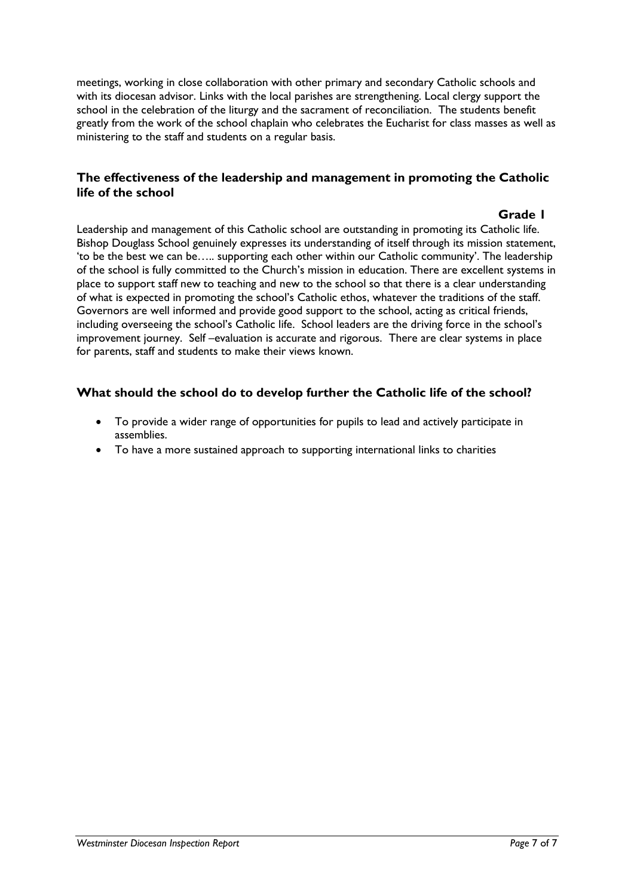meetings, working in close collaboration with other primary and secondary Catholic schools and with its diocesan advisor. Links with the local parishes are strengthening. Local clergy support the school in the celebration of the liturgy and the sacrament of reconciliation. The students benefit greatly from the work of the school chaplain who celebrates the Eucharist for class masses as well as ministering to the staff and students on a regular basis.

## The effectiveness of the leadership and management in promoting the Catholic life of the school

**Grade 1**

Leadership and management of this Catholic school are outstanding in promoting its Catholic life. Bishop Douglass School genuinely expresses its understanding of itself through its mission statement, 'to be the best we can be….. supporting each other within our Catholic community'. The leadership of the school is fully committed to the Church's mission in education. There are excellent systems in place to support staff new to teaching and new to the school so that there is a clear understanding of what is expected in promoting the school's Catholic ethos, whatever the traditions of the staff. Governors are well informed and provide good support to the school, acting as critical friends, including overseeing the school's Catholic life. School leaders are the driving force in the school's improvement journey. Self –evaluation is accurate and rigorous. There are clear systems in place for parents, staff and students to make their views known.

## What should the school do to develop further the Catholic life of the school?

- To provide a wider range of opportunities for pupils to lead and actively participate in assemblies.
- To have a more sustained approach to supporting international links to charities